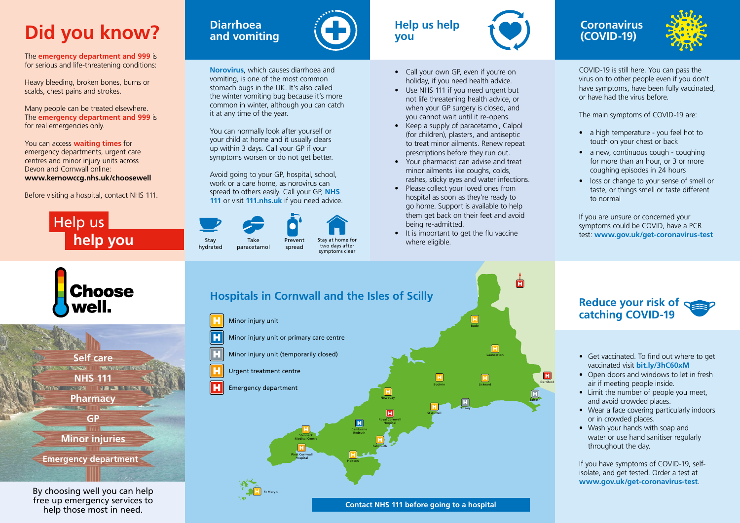# Did you know?

The **emergency department and 999** is for serious and life-threatening conditions:

Heavy bleeding, broken bones, burns or scalds, chest pains and strokes.

Many people can be treated elsewhere. The **emergency department and 999** is for real emergencies only.

You can access **waiting times** for emergency departments, urgent care centres and minor injury units across Devon and Cornwall online:
**www.kernowccg.nhs.uk/choosewell**

Before visiting a hospital, contact NHS 111.

**Help us help you**

## Diarrhoea and vomiting

**Norovirus**, which causes diarrhoea and vomiting, is one of the most common stomach bugs in the UK. It's also called the winter vomiting bug because it's more common in winter, although you can catch it at any time of the year.

You can normally look after yourself or your child at home and it usually clears up within 3 days. Call your GP if your symptoms worsen or do not get better.

Avoid going to your GP, hospital, school, work or a care home, as norovirus can spread to others easily. Call your GP, **NHS 111** or visit **111.nhs.uk** if you need advice.

Stay hydrated | Take paracetamol | Prevent spread | Stay at home for two days after symptoms clear

## Help us help you

- Call your own GP, even if you're on holiday, if you need health advice.
- Use NHS 111 if you need urgent but not life threatening health advice, or when your GP surgery is closed, and you cannot wait until it re-opens.
- Keep a supply of paracetamol, Calpol (for children), plasters, and antiseptic to treat minor ailments. Renew repeat prescriptions before they run out.
- Your pharmacist can advise and treat minor ailments like coughs, colds, rashes, sticky eyes and water infections.
- Please collect your loved ones from hospital as soon as they're ready to go home. Support is available to help them get back on their feet and avoid being re-admitted.
- It is important to get the flu vaccine where eligible.

## Coronavirus (COVID-19)

COVID-19 is still here. You can pass the virus on to other people even if you don't have symptoms, have been fully vaccinated, or have had the virus before.

The main symptoms of COVID-19 are:

- a high temperature - you feel hot to touch on your chest or back
- a new, continuous cough - coughing for more than an hour, or 3 or more coughing episodes in 24 hours
- loss or change to your sense of smell or taste, or things smell or taste different to normal

If you are unsure or concerned your symptoms could be COVID, have a PCR test: **www.gov.uk/get-coronavirus-test**

## Choose well.

- Self care
- NHS 111
- Pharmacy
- GP
- Minor injuries
- Emergency department

By choosing well you can help free up emergency services to help those most in need.

## Hospitals in Cornwall and the Isles of Scilly

- Minor injury unit
- Minor injury unit or primary care centre
- Minor injury unit (temporarily closed)
- Urgent treatment centre
- Emergency department

Bude, Launceston, Bodmin, Liskeard, Derriford, Saltash, Newquay, Fowey, St Austell, Royal Cornwall Hospital, Camborne Redruth, Stennack Medical Centre, Falmouth, West Cornwall Hospital, Helston, St Mary's

**Contact NHS 111 before going to a hospital**

## Reduce your risk of catching COVID-19

- Get vaccinated. To find out where to get vaccinated visit **bit.ly/3hC60xM**
- Open doors and windows to let in fresh air if meeting people inside.
- Limit the number of people you meet, and avoid crowded places.
- Wear a face covering particularly indoors or in crowded places.
- Wash your hands with soap and water or use hand sanitiser regularly throughout the day.

If you have symptoms of COVID-19, self-isolate, and get tested. Order a test at **www.gov.uk/get-coronavirus-test**.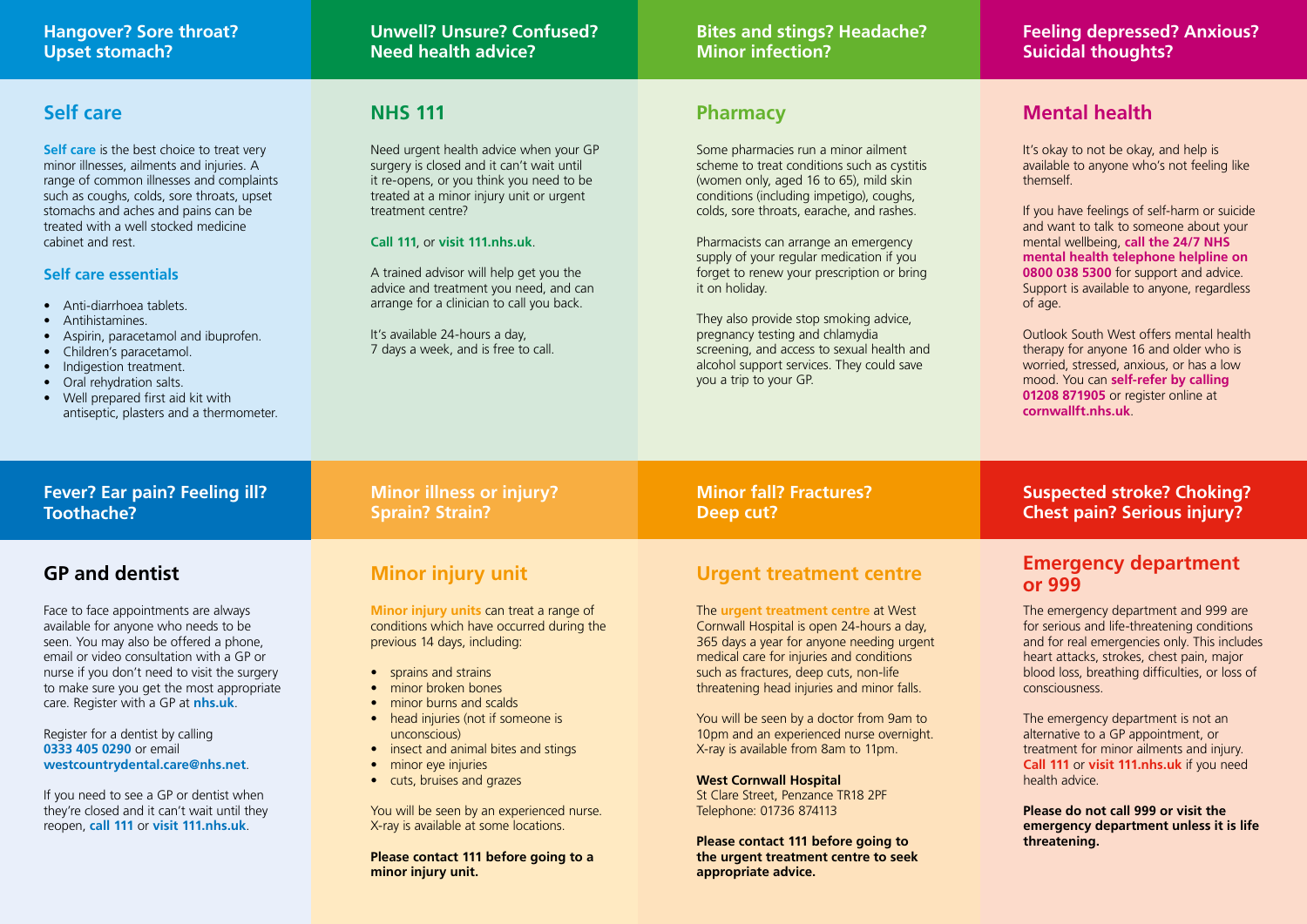**Hangover? Sore throat? Upset stomach?**

## Self care

**Self care** is the best choice to treat very minor illnesses, ailments and injuries. A range of common illnesses and complaints such as coughs, colds, sore throats, upset stomachs and aches and pains can be treated with a well stocked medicine cabinet and rest.

### Self care essentials

- Anti-diarrhoea tablets.
- Antihistamines.
- Aspirin, paracetamol and ibuprofen.
- Children's paracetamol.
- Indigestion treatment.
- Oral rehydration salts.
- Well prepared first aid kit with antiseptic, plasters and a thermometer.

**Unwell? Unsure? Confused? Need health advice?**

## NHS 111

Need urgent health advice when your GP surgery is closed and it can't wait until it re-opens, or you think you need to be treated at a minor injury unit or urgent treatment centre?

**Call 111**, or **visit 111.nhs.uk**.

A trained advisor will help get you the advice and treatment you need, and can arrange for a clinician to call you back.

It's available 24-hours a day, 7 days a week, and is free to call.

**Bites and stings? Headache? Minor infection?**

## Pharmacy

Some pharmacies run a minor ailment scheme to treat conditions such as cystitis (women only, aged 16 to 65), mild skin conditions (including impetigo), coughs, colds, sore throats, earache, and rashes.

Pharmacists can arrange an emergency supply of your regular medication if you forget to renew your prescription or bring it on holiday.

They also provide stop smoking advice, pregnancy testing and chlamydia screening, and access to sexual health and alcohol support services. They could save you a trip to your GP.

**Feeling depressed? Anxious? Suicidal thoughts?**

## Mental health

It's okay to not be okay, and help is available to anyone who's not feeling like themself.

If you have feelings of self-harm or suicide and want to talk to someone about your mental wellbeing, **call the 24/7 NHS mental health telephone helpline on 0800 038 5300** for support and advice. Support is available to anyone, regardless of age.

Outlook South West offers mental health therapy for anyone 16 and older who is worried, stressed, anxious, or has a low mood. You can **self-refer by calling 01208 871905** or register online at **cornwallft.nhs.uk**.

**Fever? Ear pain? Feeling ill? Toothache?**

## GP and dentist

Face to face appointments are always available for anyone who needs to be seen. You may also be offered a phone, email or video consultation with a GP or nurse if you don't need to visit the surgery to make sure you get the most appropriate care. Register with a GP at **nhs.uk**.

Register for a dentist by calling **0333 405 0290** or email **westcountrydental.care@nhs.net**.

If you need to see a GP or dentist when they're closed and it can't wait until they reopen, **call 111** or **visit 111.nhs.uk**.

**Minor illness or injury? Sprain? Strain?**

## Minor injury unit

**Minor injury units** can treat a range of conditions which have occurred during the previous 14 days, including:

- sprains and strains
- minor broken bones
- minor burns and scalds
- head injuries (not if someone is unconscious)
- insect and animal bites and stings
- minor eye injuries
- cuts, bruises and grazes

You will be seen by an experienced nurse. X-ray is available at some locations.

**Please contact 111 before going to a minor injury unit.**

**Minor fall? Fractures? Deep cut?**

## Urgent treatment centre

The **urgent treatment centre** at West Cornwall Hospital is open 24-hours a day, 365 days a year for anyone needing urgent medical care for injuries and conditions such as fractures, deep cuts, non-life threatening head injuries and minor falls.

You will be seen by a doctor from 9am to 10pm and an experienced nurse overnight. X-ray is available from 8am to 11pm.

**West Cornwall Hospital**
St Clare Street, Penzance TR18 2PF
Telephone: 01736 874113

**Please contact 111 before going to the urgent treatment centre to seek appropriate advice.**

**Suspected stroke? Choking? Chest pain? Serious injury?**

## Emergency department or 999

The emergency department and 999 are for serious and life-threatening conditions and for real emergencies only. This includes heart attacks, strokes, chest pain, major blood loss, breathing difficulties, or loss of consciousness.

The emergency department is not an alternative to a GP appointment, or treatment for minor ailments and injury. **Call 111** or **visit 111.nhs.uk** if you need health advice.

**Please do not call 999 or visit the emergency department unless it is life threatening.**